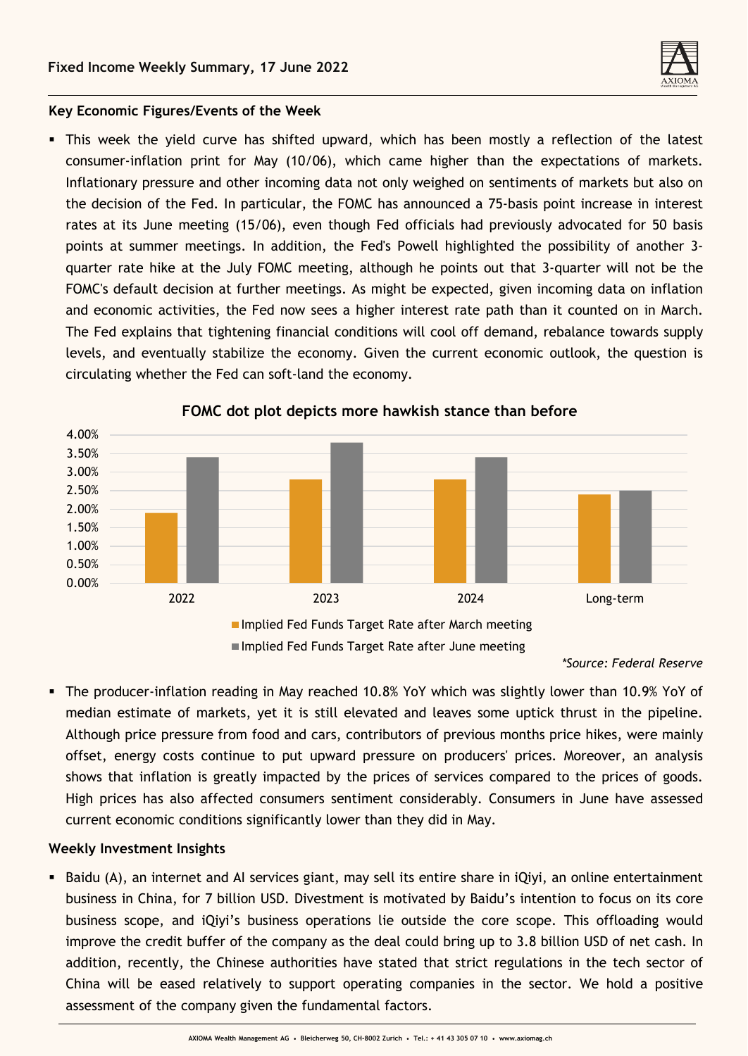## Fixed Income Weekly Summary, 17 June 2022

### Key Economic Figures/Events of the Week

- This week the yield curve has shifted upward, which has been mostly a reflection of the latest consumer-inflation print for May (10/06), which came higher than the expectations of markets. Inflationary pressure and other incoming data not only weighed on sentiments of markets but also on the decision of the Fed. In particular, the FOMC has announced a 75-basis point increase in interest rates at its June meeting (15/06), even though Fed officials had previously advocated for 50 basis points at summer meetings. In addition, the Fed's Powell highlighted the possibility of another 3-quarter rate hike at the July FOMC meeting, although he points out that 3-quarter will not be the FOMC's default decision at further meetings. As might be expected, given incoming data on inflation and economic activities, the Fed now sees a higher interest rate path than it counted on in March. The Fed explains that tightening financial conditions will cool off demand, rebalance towards supply levels, and eventually stabilize the economy. Given the current economic outlook, the question is circulating whether the Fed can soft-land the economy.

**FOMC dot plot depicts more hawkish stance than before**

| | Implied Fed Funds Target Rate after March meeting | Implied Fed Funds Target Rate after June meeting |
|---|---|---|
| 2022 | 1.90% | 3.40% |
| 2023 | 2.80% | 3.80% |
| 2024 | 2.80% | 3.40% |
| Long-term | 2.40% | 2.50% |

*\*Source: Federal Reserve*

- The producer-inflation reading in May reached 10.8% YoY which was slightly lower than 10.9% YoY of median estimate of markets, yet it is still elevated and leaves some uptick thrust in the pipeline. Although price pressure from food and cars, contributors of previous months price hikes, were mainly offset, energy costs continue to put upward pressure on producers' prices. Moreover, an analysis shows that inflation is greatly impacted by the prices of services compared to the prices of goods. High prices has also affected consumers sentiment considerably. Consumers in June have assessed current economic conditions significantly lower than they did in May.

### Weekly Investment Insights

- Baidu (A), an internet and AI services giant, may sell its entire share in iQiyi, an online entertainment business in China, for 7 billion USD. Divestment is motivated by Baidu's intention to focus on its core business scope, and iQiyi's business operations lie outside the core scope. This offloading would improve the credit buffer of the company as the deal could bring up to 3.8 billion USD of net cash. In addition, recently, the Chinese authorities have stated that strict regulations in the tech sector of China will be eased relatively to support operating companies in the sector. We hold a positive assessment of the company given the fundamental factors.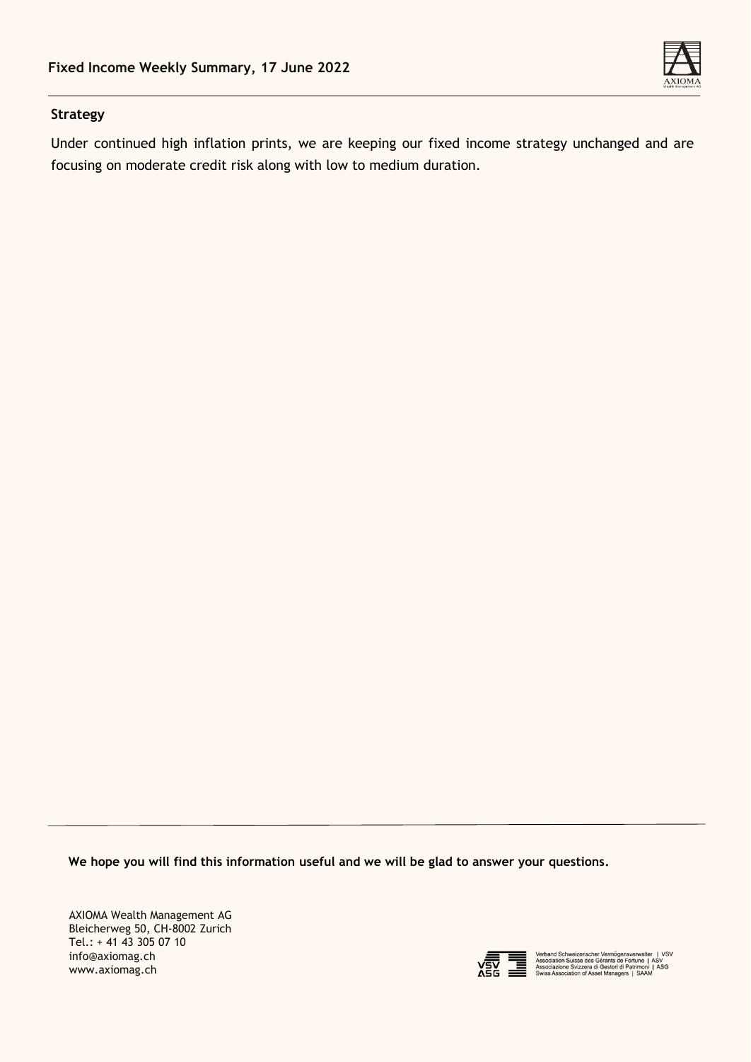## Strategy

Under continued high inflation prints, we are keeping our fixed income strategy unchanged and are focusing on moderate credit risk along with low to medium duration.

**We hope you will find this information useful and we will be glad to answer your questions.**

AXIOMA Wealth Management AG
Bleicherweg 50, CH-8002 Zurich
Tel.: + 41 43 305 07 10
info@axiomag.ch
www.axiomag.ch

Verband Schweizerischer Vermögensverwalter | VSV
Association Suisse des Gérants de Fortune | ASV
Associazione Svizzera di Gestori di Patrimoni | ASG
Swiss Association of Asset Managers | SAAM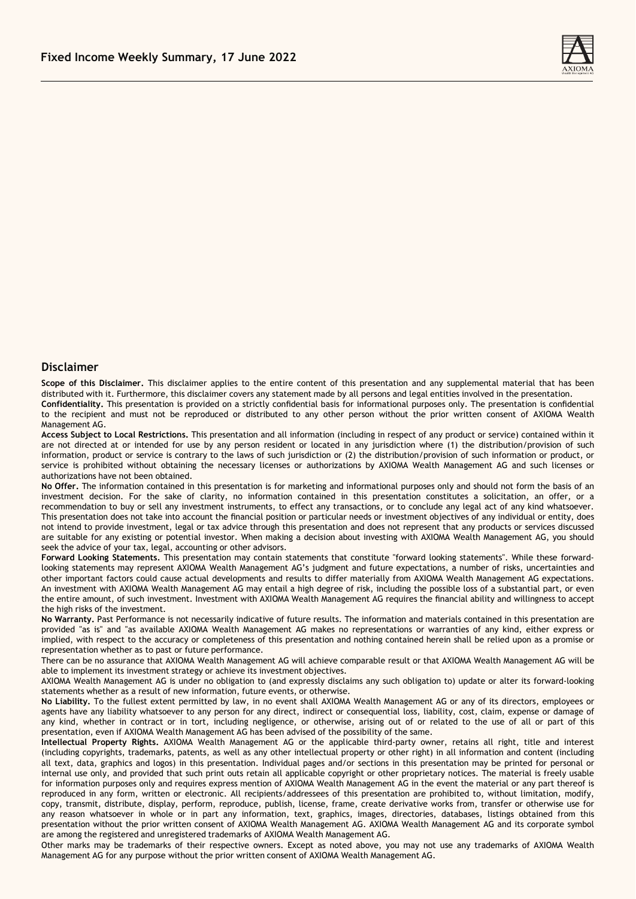## Disclaimer

**Scope of this Disclaimer.** This disclaimer applies to the entire content of this presentation and any supplemental material that has been distributed with it. Furthermore, this disclaimer covers any statement made by all persons and legal entities involved in the presentation.

**Confidentiality.** This presentation is provided on a strictly confidential basis for informational purposes only. The presentation is confidential to the recipient and must not be reproduced or distributed to any other person without the prior written consent of AXIOMA Wealth Management AG.

**Access Subject to Local Restrictions.** This presentation and all information (including in respect of any product or service) contained within it are not directed at or intended for use by any person resident or located in any jurisdiction where (1) the distribution/provision of such information, product or service is contrary to the laws of such jurisdiction or (2) the distribution/provision of such information or product, or service is prohibited without obtaining the necessary licenses or authorizations by AXIOMA Wealth Management AG and such licenses or authorizations have not been obtained.

**No Offer.** The information contained in this presentation is for marketing and informational purposes only and should not form the basis of an investment decision. For the sake of clarity, no information contained in this presentation constitutes a solicitation, an offer, or a recommendation to buy or sell any investment instruments, to effect any transactions, or to conclude any legal act of any kind whatsoever. This presentation does not take into account the financial position or particular needs or investment objectives of any individual or entity, does not intend to provide investment, legal or tax advice through this presentation and does not represent that any products or services discussed are suitable for any existing or potential investor. When making a decision about investing with AXIOMA Wealth Management AG, you should seek the advice of your tax, legal, accounting or other advisors.

**Forward Looking Statements.** This presentation may contain statements that constitute "forward looking statements". While these forward-looking statements may represent AXIOMA Wealth Management AG's judgment and future expectations, a number of risks, uncertainties and other important factors could cause actual developments and results to differ materially from AXIOMA Wealth Management AG expectations. An investment with AXIOMA Wealth Management AG may entail a high degree of risk, including the possible loss of a substantial part, or even the entire amount, of such investment. Investment with AXIOMA Wealth Management AG requires the financial ability and willingness to accept the high risks of the investment.

**No Warranty.** Past Performance is not necessarily indicative of future results. The information and materials contained in this presentation are provided "as is" and "as available AXIOMA Wealth Management AG makes no representations or warranties of any kind, either express or implied, with respect to the accuracy or completeness of this presentation and nothing contained herein shall be relied upon as a promise or representation whether as to past or future performance.

There can be no assurance that AXIOMA Wealth Management AG will achieve comparable result or that AXIOMA Wealth Management AG will be able to implement its investment strategy or achieve its investment objectives.

AXIOMA Wealth Management AG is under no obligation to (and expressly disclaims any such obligation to) update or alter its forward-looking statements whether as a result of new information, future events, or otherwise.

**No Liability.** To the fullest extent permitted by law, in no event shall AXIOMA Wealth Management AG or any of its directors, employees or agents have any liability whatsoever to any person for any direct, indirect or consequential loss, liability, cost, claim, expense or damage of any kind, whether in contract or in tort, including negligence, or otherwise, arising out of or related to the use of all or part of this presentation, even if AXIOMA Wealth Management AG has been advised of the possibility of the same.

**Intellectual Property Rights.** AXIOMA Wealth Management AG or the applicable third-party owner, retains all right, title and interest (including copyrights, trademarks, patents, as well as any other intellectual property or other right) in all information and content (including all text, data, graphics and logos) in this presentation. Individual pages and/or sections in this presentation may be printed for personal or internal use only, and provided that such print outs retain all applicable copyright or other proprietary notices. The material is freely usable for information purposes only and requires express mention of AXIOMA Wealth Management AG in the event the material or any part thereof is reproduced in any form, written or electronic. All recipients/addressees of this presentation are prohibited to, without limitation, modify, copy, transmit, distribute, display, perform, reproduce, publish, license, frame, create derivative works from, transfer or otherwise use for any reason whatsoever in whole or in part any information, text, graphics, images, directories, databases, listings obtained from this presentation without the prior written consent of AXIOMA Wealth Management AG. AXIOMA Wealth Management AG and its corporate symbol are among the registered and unregistered trademarks of AXIOMA Wealth Management AG.

Other marks may be trademarks of their respective owners. Except as noted above, you may not use any trademarks of AXIOMA Wealth Management AG for any purpose without the prior written consent of AXIOMA Wealth Management AG.